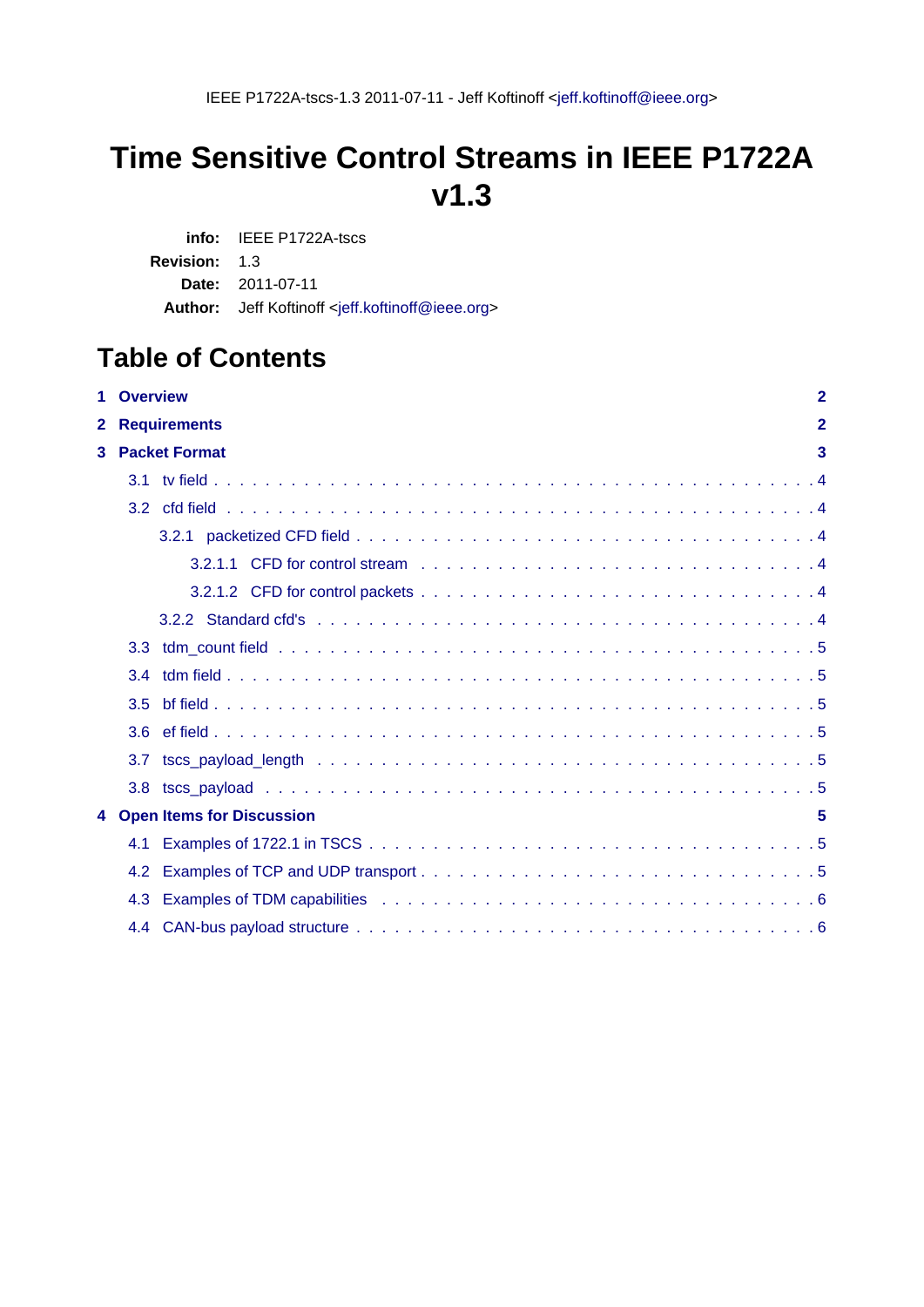# Time Sensitive Control Streams in IEEE P1722A v1.3

**info:** IEEE P1722A-tscs

**Revision:** 1.3

**Date:** 2011-07-11

**Author:** Jeff Koftinoff <jeff.koftinoff@ieee.org>

## Table of Contents

- **1 Overview** — 2
- **2 Requirements** — 2
- **3 Packet Format** — 3
  - 3.1 tv field — 4
  - 3.2 cfd field — 4
    - 3.2.1 packetized CFD field — 4
      - 3.2.1.1 CFD for control stream — 4
      - 3.2.1.2 CFD for control packets — 4
    - 3.2.2 Standard cfd's — 4
  - 3.3 tdm_count field — 5
  - 3.4 tdm field — 5
  - 3.5 bf field — 5
  - 3.6 ef field — 5
  - 3.7 tscs_payload_length — 5
  - 3.8 tscs_payload — 5
- **4 Open Items for Discussion** — 5
  - 4.1 Examples of 1722.1 in TSCS — 5
  - 4.2 Examples of TCP and UDP transport — 5
  - 4.3 Examples of TDM capabilities — 6
  - 4.4 CAN-bus payload structure — 6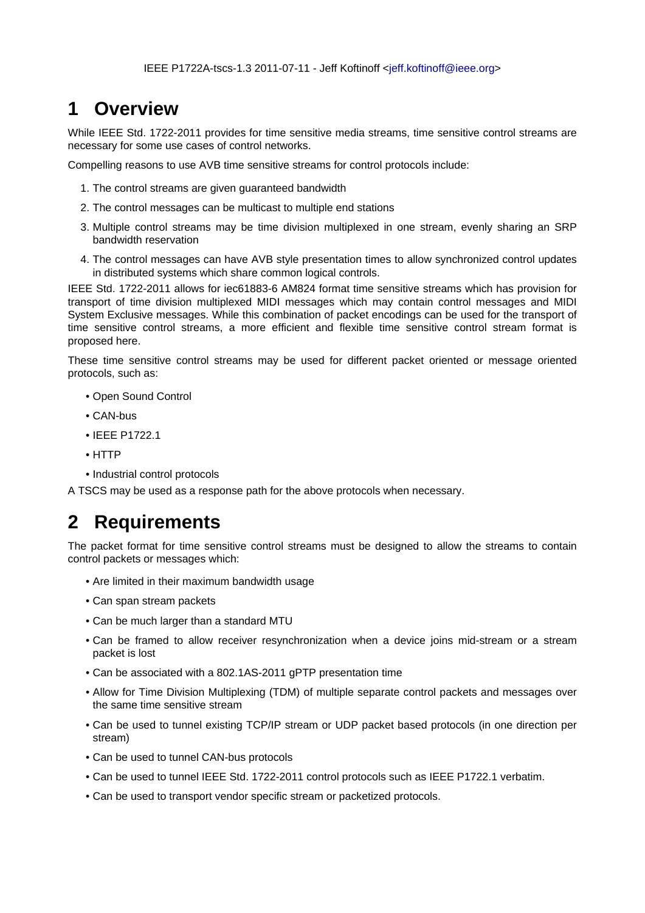# 1 Overview

While IEEE Std. 1722-2011 provides for time sensitive media streams, time sensitive control streams are necessary for some use cases of control networks.

Compelling reasons to use AVB time sensitive streams for control protocols include:

1. The control streams are given guaranteed bandwidth
2. The control messages can be multicast to multiple end stations
3. Multiple control streams may be time division multiplexed in one stream, evenly sharing an SRP bandwidth reservation
4. The control messages can have AVB style presentation times to allow synchronized control updates in distributed systems which share common logical controls.

IEEE Std. 1722-2011 allows for iec61883-6 AM824 format time sensitive streams which has provision for transport of time division multiplexed MIDI messages which may contain control messages and MIDI System Exclusive messages. While this combination of packet encodings can be used for the transport of time sensitive control streams, a more efficient and flexible time sensitive control stream format is proposed here.

These time sensitive control streams may be used for different packet oriented or message oriented protocols, such as:

- Open Sound Control
- CAN-bus
- IEEE P1722.1
- HTTP
- Industrial control protocols

A TSCS may be used as a response path for the above protocols when necessary.

# 2 Requirements

The packet format for time sensitive control streams must be designed to allow the streams to contain control packets or messages which:

- Are limited in their maximum bandwidth usage
- Can span stream packets
- Can be much larger than a standard MTU
- Can be framed to allow receiver resynchronization when a device joins mid-stream or a stream packet is lost
- Can be associated with a 802.1AS-2011 gPTP presentation time
- Allow for Time Division Multiplexing (TDM) of multiple separate control packets and messages over the same time sensitive stream
- Can be used to tunnel existing TCP/IP stream or UDP packet based protocols (in one direction per stream)
- Can be used to tunnel CAN-bus protocols
- Can be used to tunnel IEEE Std. 1722-2011 control protocols such as IEEE P1722.1 verbatim.
- Can be used to transport vendor specific stream or packetized protocols.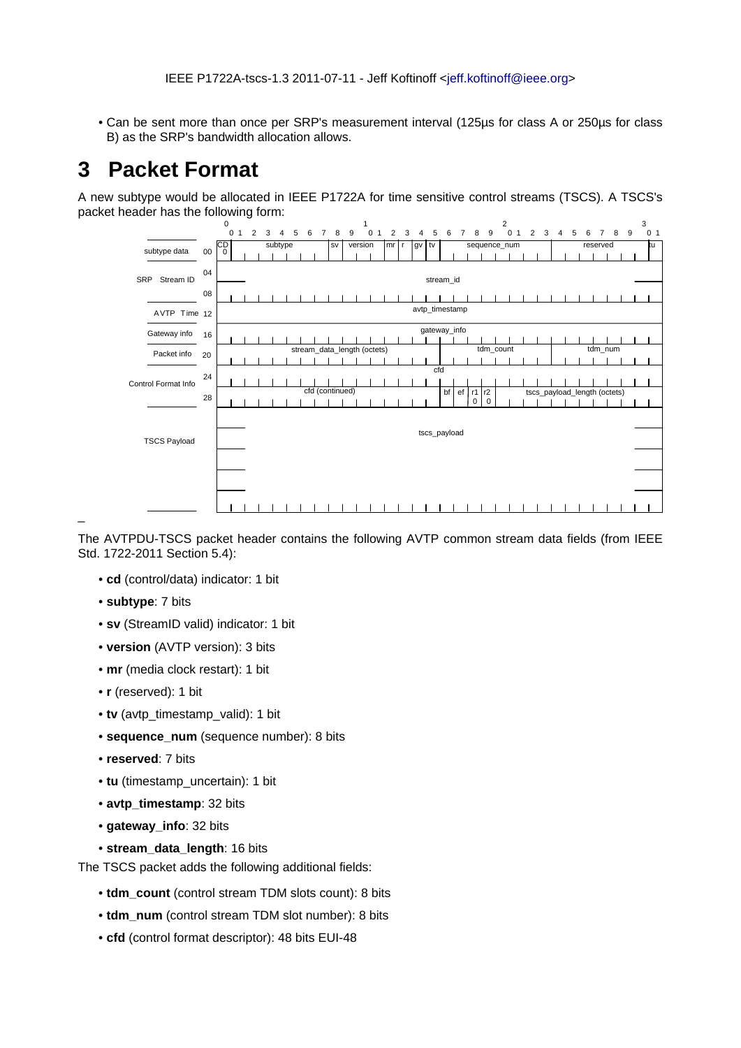- Can be sent more than once per SRP's measurement interval (125µs for class A or 250µs for class B) as the SRP's bandwidth allocation allows.

# 3 Packet Format

A new subtype would be allocated in IEEE P1722A for time sensitive control streams (TSCS). A TSCS's packet header has the following form:

| | Offset | Bits 0–7 | Bits 8–15 | Bits 16–23 | Bits 24–31 |
|---|---|---|---|---|---|
| subtype data | 00 | CD (0), subtype | sv, version, mr, r, gv, tv | sequence_num | reserved, tu |
| SRP Stream ID | 04 | stream_id | | | |
| | 08 | stream_id | | | |
| AVTP Time | 12 | avtp_timestamp | | | |
| Gateway info | 16 | gateway_info | | | |
| Packet info | 20 | stream_data_length (octets) | | tdm_count | tdm_num |
| Control Format Info | 24 | cfd | | | |
| | 28 | cfd (continued) | | bf, ef, r1 (0), r2 (0) | tscs_payload_length (octets) |
| TSCS Payload | | tscs_payload | | | |

The AVTPDU-TSCS packet header contains the following AVTP common stream data fields (from IEEE Std. 1722-2011 Section 5.4):

- **cd** (control/data) indicator: 1 bit
- **subtype**: 7 bits
- **sv** (StreamID valid) indicator: 1 bit
- **version** (AVTP version): 3 bits
- **mr** (media clock restart): 1 bit
- **r** (reserved): 1 bit
- **tv** (avtp_timestamp_valid): 1 bit
- **sequence_num** (sequence number): 8 bits
- **reserved**: 7 bits
- **tu** (timestamp_uncertain): 1 bit
- **avtp_timestamp**: 32 bits
- **gateway_info**: 32 bits
- **stream_data_length**: 16 bits

The TSCS packet adds the following additional fields:

- **tdm_count** (control stream TDM slots count): 8 bits
- **tdm_num** (control stream TDM slot number): 8 bits
- **cfd** (control format descriptor): 48 bits EUI-48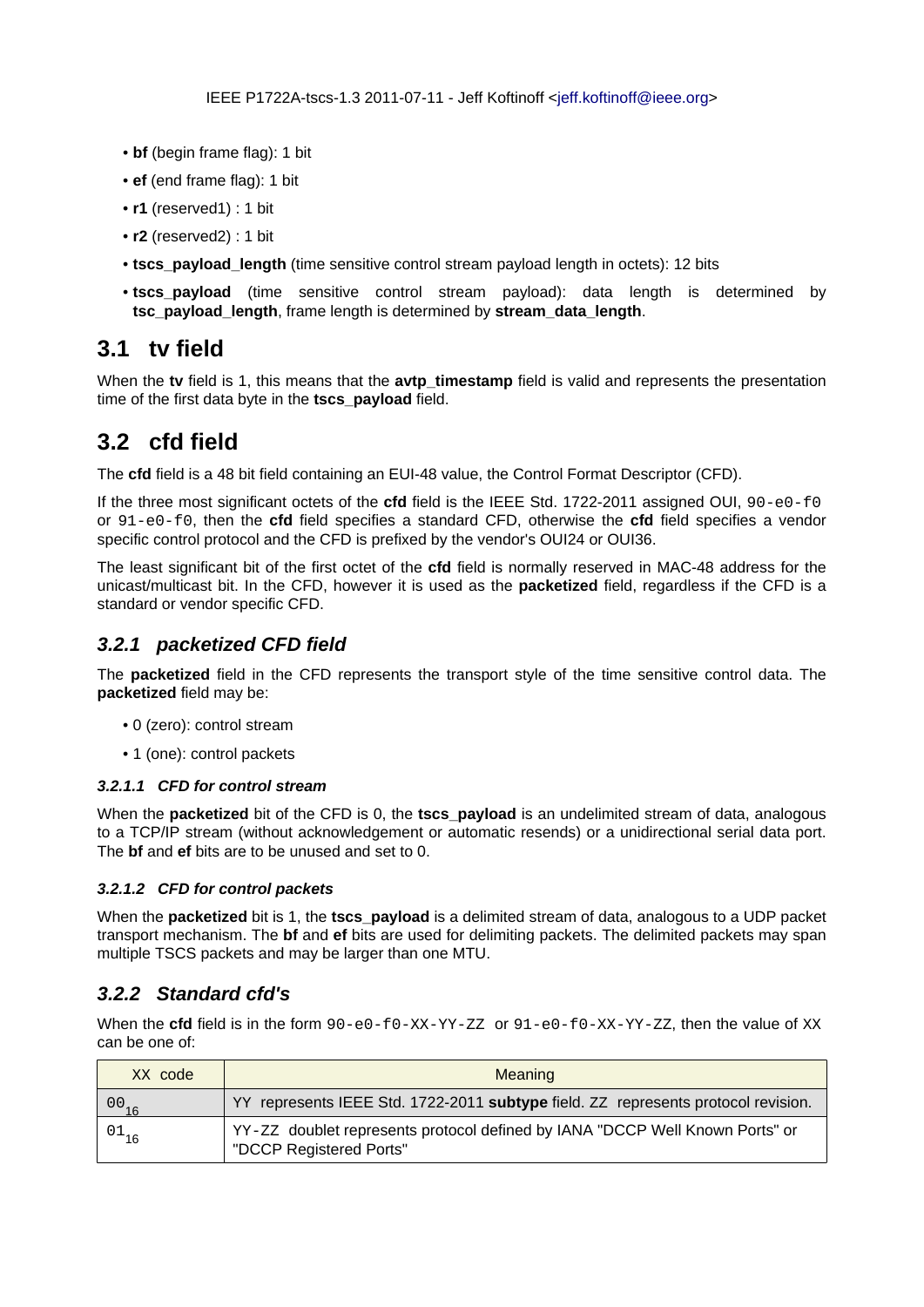- **bf** (begin frame flag): 1 bit
- **ef** (end frame flag): 1 bit
- **r1** (reserved1) : 1 bit
- **r2** (reserved2) : 1 bit
- **tscs_payload_length** (time sensitive control stream payload length in octets): 12 bits
- **tscs_payload** (time sensitive control stream payload): data length is determined by **tsc_payload_length**, frame length is determined by **stream_data_length**.

## 3.1 tv field

When the **tv** field is 1, this means that the **avtp_timestamp** field is valid and represents the presentation time of the first data byte in the **tscs_payload** field.

## 3.2 cfd field

The **cfd** field is a 48 bit field containing an EUI-48 value, the Control Format Descriptor (CFD).

If the three most significant octets of the **cfd** field is the IEEE Std. 1722-2011 assigned OUI, `90-e0-f0` or `91-e0-f0`, then the **cfd** field specifies a standard CFD, otherwise the **cfd** field specifies a vendor specific control protocol and the CFD is prefixed by the vendor's OUI24 or OUI36.

The least significant bit of the first octet of the **cfd** field is normally reserved in MAC-48 address for the unicast/multicast bit. In the CFD, however it is used as the **packetized** field, regardless if the CFD is a standard or vendor specific CFD.

### *3.2.1 packetized CFD field*

The **packetized** field in the CFD represents the transport style of the time sensitive control data. The **packetized** field may be:

- 0 (zero): control stream
- 1 (one): control packets

#### *3.2.1.1 CFD for control stream*

When the **packetized** bit of the CFD is 0, the **tscs_payload** is an undelimited stream of data, analogous to a TCP/IP stream (without acknowledgement or automatic resends) or a unidirectional serial data port. The **bf** and **ef** bits are to be unused and set to 0.

#### *3.2.1.2 CFD for control packets*

When the **packetized** bit is 1, the **tscs_payload** is a delimited stream of data, analogous to a UDP packet transport mechanism. The **bf** and **ef** bits are used for delimiting packets. The delimited packets may span multiple TSCS packets and may be larger than one MTU.

### *3.2.2 Standard cfd's*

When the **cfd** field is in the form `90-e0-f0-XX-YY-ZZ` or `91-e0-f0-XX-YY-ZZ`, then the value of `XX` can be one of:

| XX code | Meaning |
|---|---|
| $00_{16}$ | `YY` represents IEEE Std. 1722-2011 **subtype** field. `ZZ` represents protocol revision. |
| $01_{16}$ | `YY-ZZ` doublet represents protocol defined by IANA "DCCP Well Known Ports" or "DCCP Registered Ports" |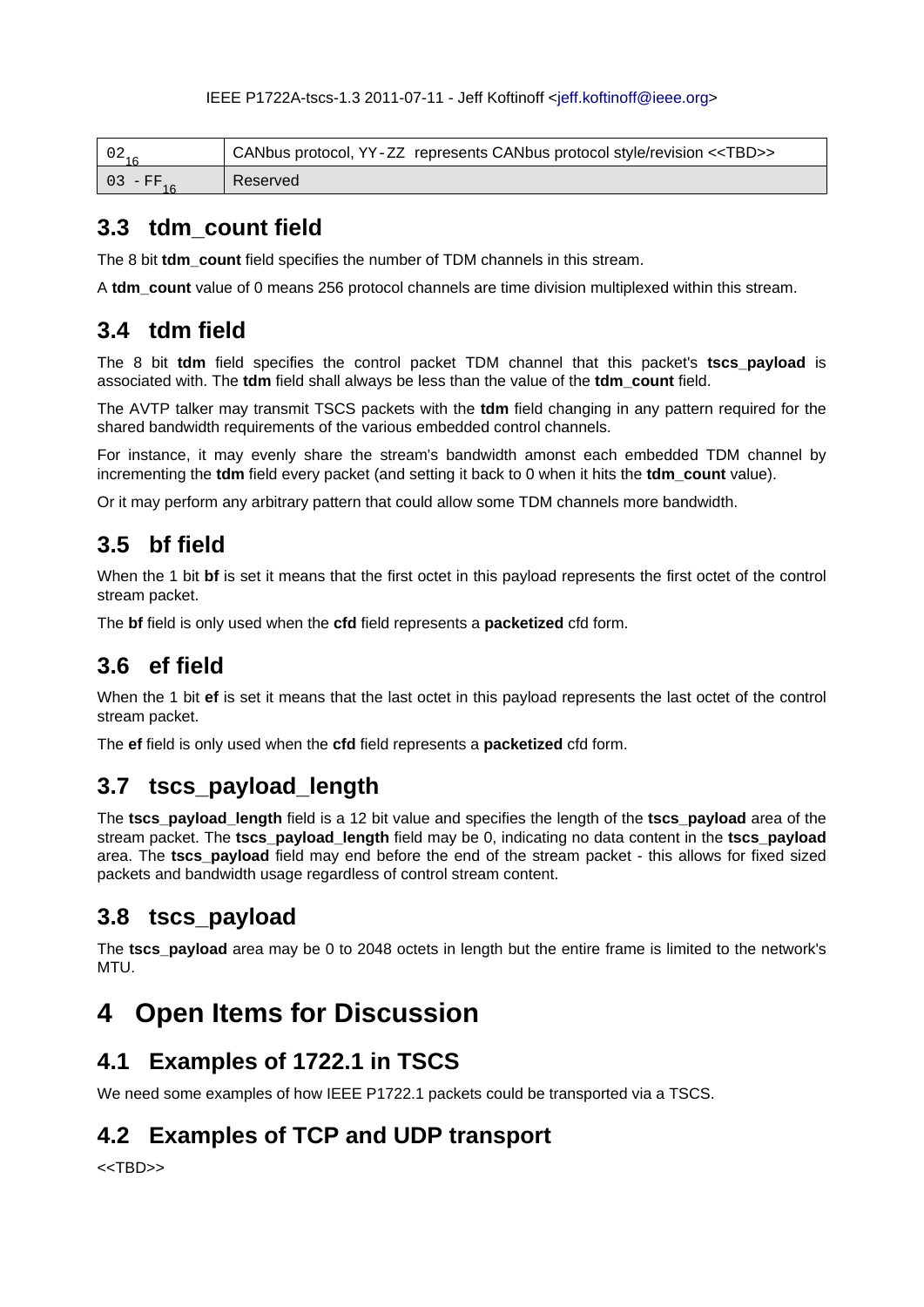| $02_{16}$ | CANbus protocol, YY-ZZ represents CANbus protocol style/revision <<TBD>> |
|---|---|
| $03 - FF_{16}$ | Reserved |

## 3.3 tdm_count field

The 8 bit **tdm_count** field specifies the number of TDM channels in this stream.

A **tdm_count** value of 0 means 256 protocol channels are time division multiplexed within this stream.

## 3.4 tdm field

The 8 bit **tdm** field specifies the control packet TDM channel that this packet's **tscs_payload** is associated with. The **tdm** field shall always be less than the value of the **tdm_count** field.

The AVTP talker may transmit TSCS packets with the **tdm** field changing in any pattern required for the shared bandwidth requirements of the various embedded control channels.

For instance, it may evenly share the stream's bandwidth amonst each embedded TDM channel by incrementing the **tdm** field every packet (and setting it back to 0 when it hits the **tdm_count** value).

Or it may perform any arbitrary pattern that could allow some TDM channels more bandwidth.

## 3.5 bf field

When the 1 bit **bf** is set it means that the first octet in this payload represents the first octet of the control stream packet.

The **bf** field is only used when the **cfd** field represents a **packetized** cfd form.

## 3.6 ef field

When the 1 bit **ef** is set it means that the last octet in this payload represents the last octet of the control stream packet.

The **ef** field is only used when the **cfd** field represents a **packetized** cfd form.

## 3.7 tscs_payload_length

The **tscs_payload_length** field is a 12 bit value and specifies the length of the **tscs_payload** area of the stream packet. The **tscs_payload_length** field may be 0, indicating no data content in the **tscs_payload** area. The **tscs_payload** field may end before the end of the stream packet - this allows for fixed sized packets and bandwidth usage regardless of control stream content.

## 3.8 tscs_payload

The **tscs_payload** area may be 0 to 2048 octets in length but the entire frame is limited to the network's MTU.

# 4 Open Items for Discussion

## 4.1 Examples of 1722.1 in TSCS

We need some examples of how IEEE P1722.1 packets could be transported via a TSCS.

## 4.2 Examples of TCP and UDP transport

<<TBD>>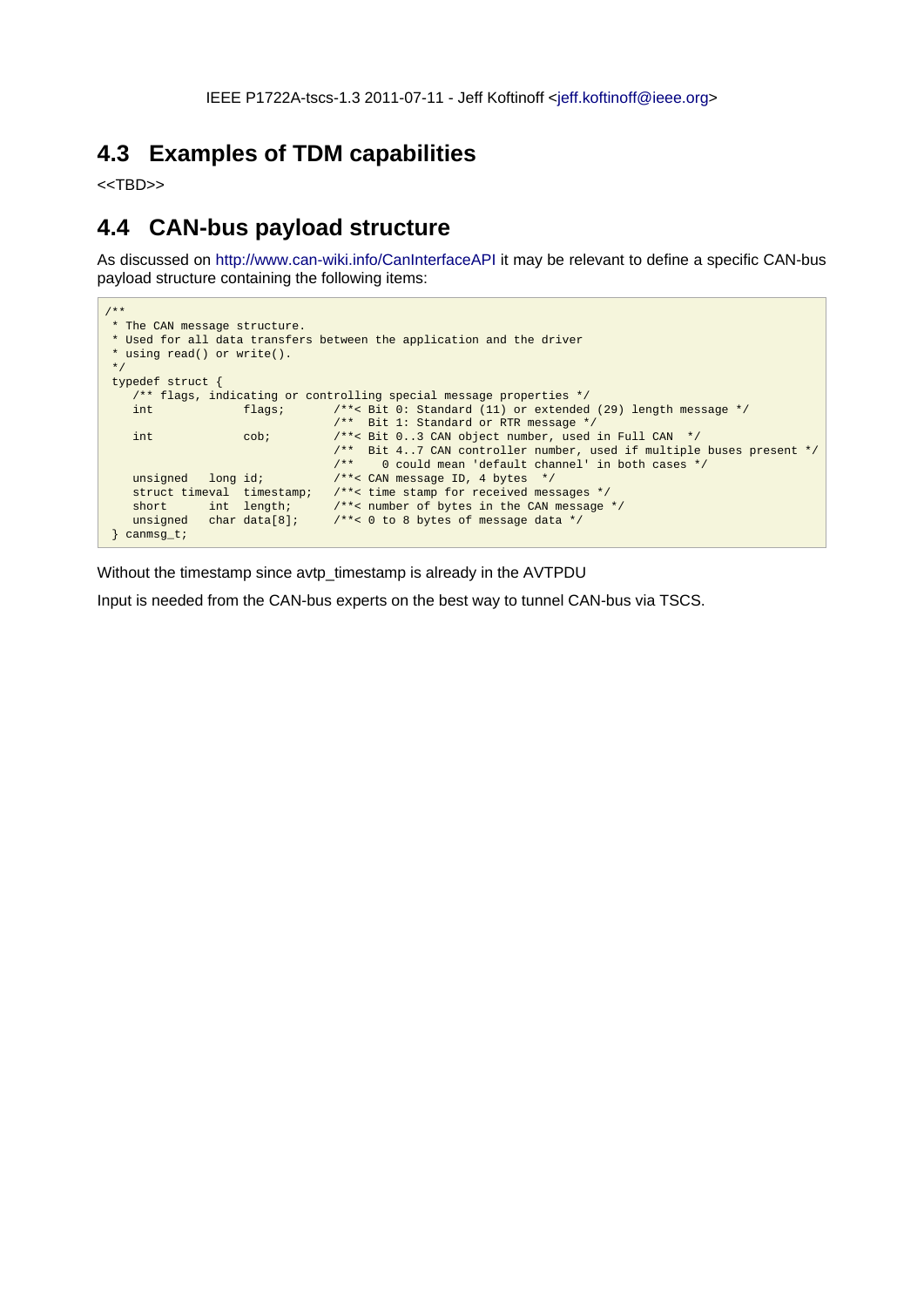## 4.3 Examples of TDM capabilities

<<TBD>>

## 4.4 CAN-bus payload structure

As discussed on http://www.can-wiki.info/CanInterfaceAPI it may be relevant to define a specific CAN-bus payload structure containing the following items:

```
/**
 * The CAN message structure.
 * Used for all data transfers between the application and the driver
 * using read() or write().
 */
 typedef struct {
    /** flags, indicating or controlling special message properties */
    int             flags;       /**< Bit 0: Standard (11) or extended (29) length message */
                                 /**  Bit 1: Standard or RTR message */
    int             cob;         /**< Bit 0..3 CAN object number, used in Full CAN  */
                                 /**  Bit 4..7 CAN controller number, used if multiple buses present */
                                 /**    0 could mean 'default channel' in both cases */
    unsigned   long id;          /**< CAN message ID, 4 bytes  */
    struct timeval  timestamp;   /**< time stamp for received messages */
    short      int  length;      /**< number of bytes in the CAN message */
    unsigned   char data[8];     /**< 0 to 8 bytes of message data */
 } canmsg_t;
```

Without the timestamp since avtp_timestamp is already in the AVTPDU

Input is needed from the CAN-bus experts on the best way to tunnel CAN-bus via TSCS.